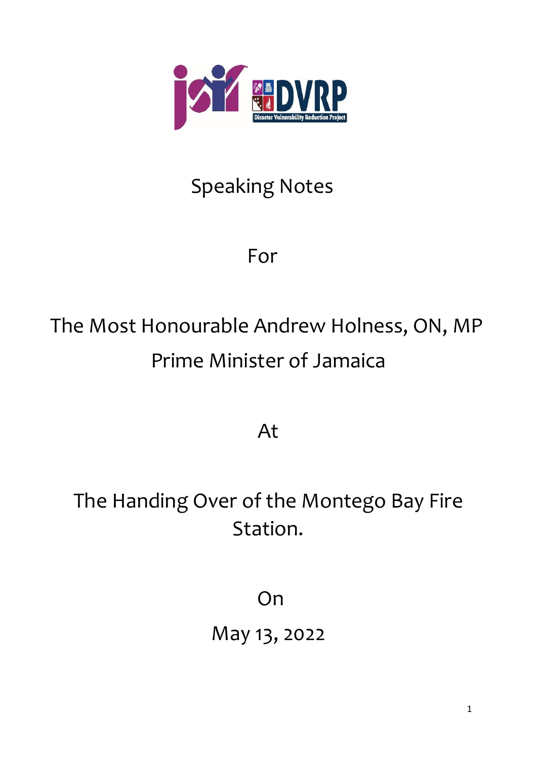Speaking Notes

For

The Most Honourable Andrew Holness, ON, MP
Prime Minister of Jamaica

At

The Handing Over of the Montego Bay Fire Station.

On

May 13, 2022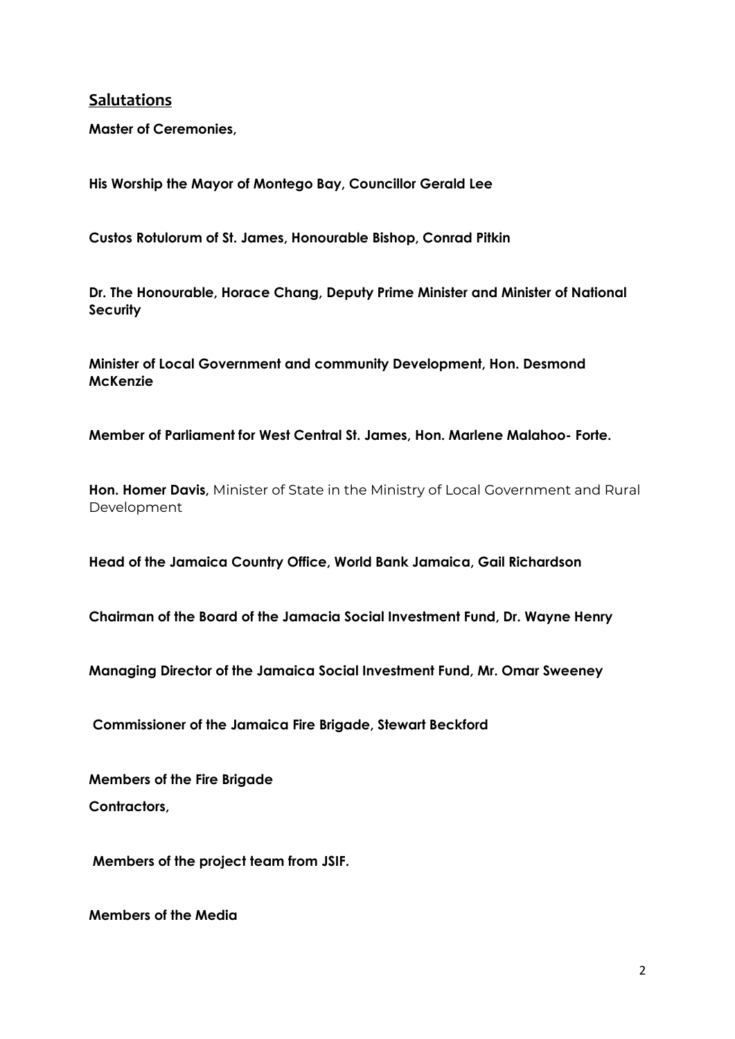## Salutations

**Master of Ceremonies,**

**His Worship the Mayor of Montego Bay, Councillor Gerald Lee**

**Custos Rotulorum of St. James, Honourable Bishop, Conrad Pitkin**

**Dr. The Honourable, Horace Chang, Deputy Prime Minister and Minister of National Security**

**Minister of Local Government and community Development, Hon. Desmond McKenzie**

**Member of Parliament for West Central St. James, Hon. Marlene Malahoo- Forte.**

**Hon. Homer Davis,** Minister of State in the Ministry of Local Government and Rural Development

**Head of the Jamaica Country Office, World Bank Jamaica, Gail Richardson**

**Chairman of the Board of the Jamacia Social Investment Fund, Dr. Wayne Henry**

**Managing Director of the Jamaica Social Investment Fund, Mr. Omar Sweeney**

**Commissioner of the Jamaica Fire Brigade, Stewart Beckford**

**Members of the Fire Brigade**

**Contractors,**

**Members of the project team from JSIF.**

**Members of the Media**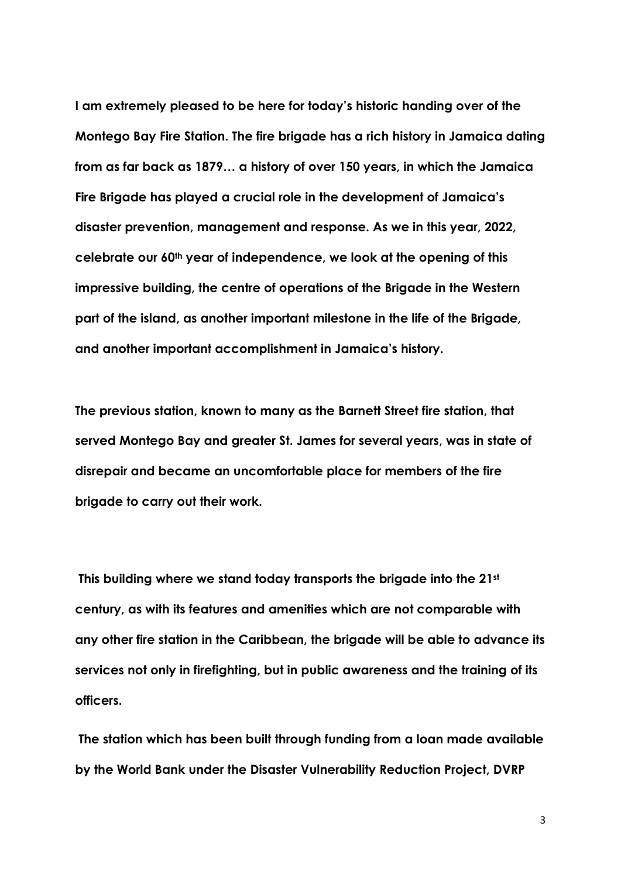**I am extremely pleased to be here for today's historic handing over of the Montego Bay Fire Station. The fire brigade has a rich history in Jamaica dating from as far back as 1879… a history of over 150 years, in which the Jamaica Fire Brigade has played a crucial role in the development of Jamaica's disaster prevention, management and response. As we in this year, 2022, celebrate our 60th year of independence, we look at the opening of this impressive building, the centre of operations of the Brigade in the Western part of the island, as another important milestone in the life of the Brigade, and another important accomplishment in Jamaica's history.**

**The previous station, known to many as the Barnett Street fire station, that served Montego Bay and greater St. James for several years, was in state of disrepair and became an uncomfortable place for members of the fire brigade to carry out their work.**

**This building where we stand today transports the brigade into the 21st century, as with its features and amenities which are not comparable with any other fire station in the Caribbean, the brigade will be able to advance its services not only in firefighting, but in public awareness and the training of its officers.**

**The station which has been built through funding from a loan made available by the World Bank under the Disaster Vulnerability Reduction Project, DVRP**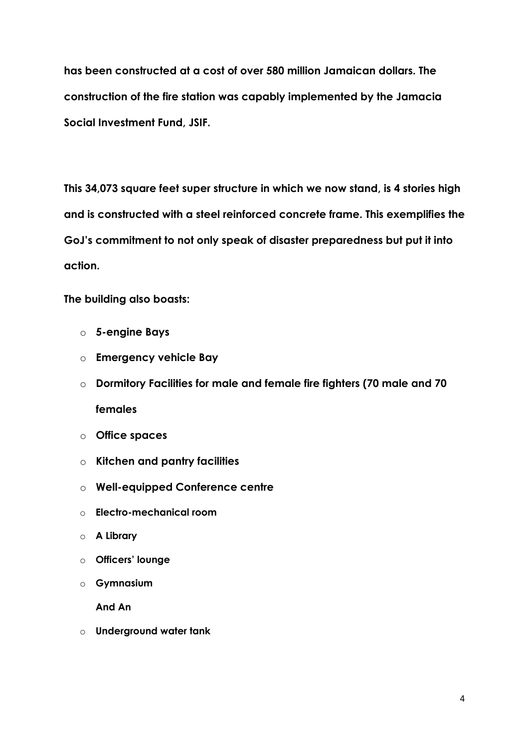**has been constructed at a cost of over 580 million Jamaican dollars. The construction of the fire station was capably implemented by the Jamacia Social Investment Fund, JSIF.**

**This 34,073 square feet super structure in which we now stand, is 4 stories high and is constructed with a steel reinforced concrete frame. This exemplifies the GoJ's commitment to not only speak of disaster preparedness but put it into action.**

**The building also boasts:**

- **5-engine Bays**
- **Emergency vehicle Bay**
- **Dormitory Facilities for male and female fire fighters (70 male and 70 females**
- **Office spaces**
- **Kitchen and pantry facilities**
- **Well-equipped Conference centre**
- **Electro-mechanical room**
- **A Library**
- **Officers' lounge**
- **Gymnasium**

  **And An**
- **Underground water tank**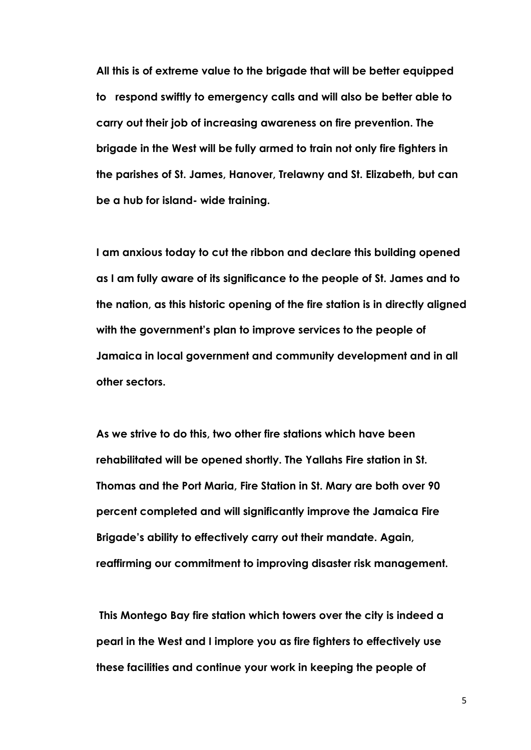**All this is of extreme value to the brigade that will be better equipped to respond swiftly to emergency calls and will also be better able to carry out their job of increasing awareness on fire prevention. The brigade in the West will be fully armed to train not only fire fighters in the parishes of St. James, Hanover, Trelawny and St. Elizabeth, but can be a hub for island- wide training.**

**I am anxious today to cut the ribbon and declare this building opened as I am fully aware of its significance to the people of St. James and to the nation, as this historic opening of the fire station is in directly aligned with the government's plan to improve services to the people of Jamaica in local government and community development and in all other sectors.**

**As we strive to do this, two other fire stations which have been rehabilitated will be opened shortly. The Yallahs Fire station in St. Thomas and the Port Maria, Fire Station in St. Mary are both over 90 percent completed and will significantly improve the Jamaica Fire Brigade's ability to effectively carry out their mandate. Again, reaffirming our commitment to improving disaster risk management.**

**This Montego Bay fire station which towers over the city is indeed a pearl in the West and I implore you as fire fighters to effectively use these facilities and continue your work in keeping the people of**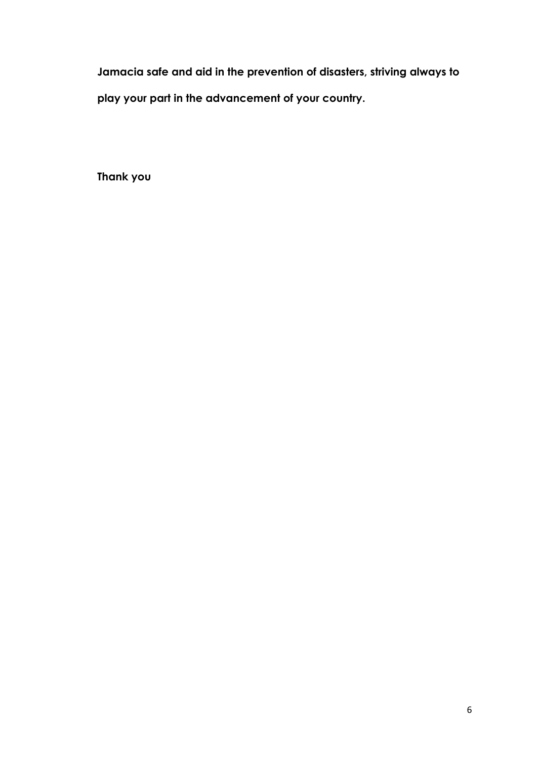**Jamacia safe and aid in the prevention of disasters, striving always to play your part in the advancement of your country.**

**Thank you**